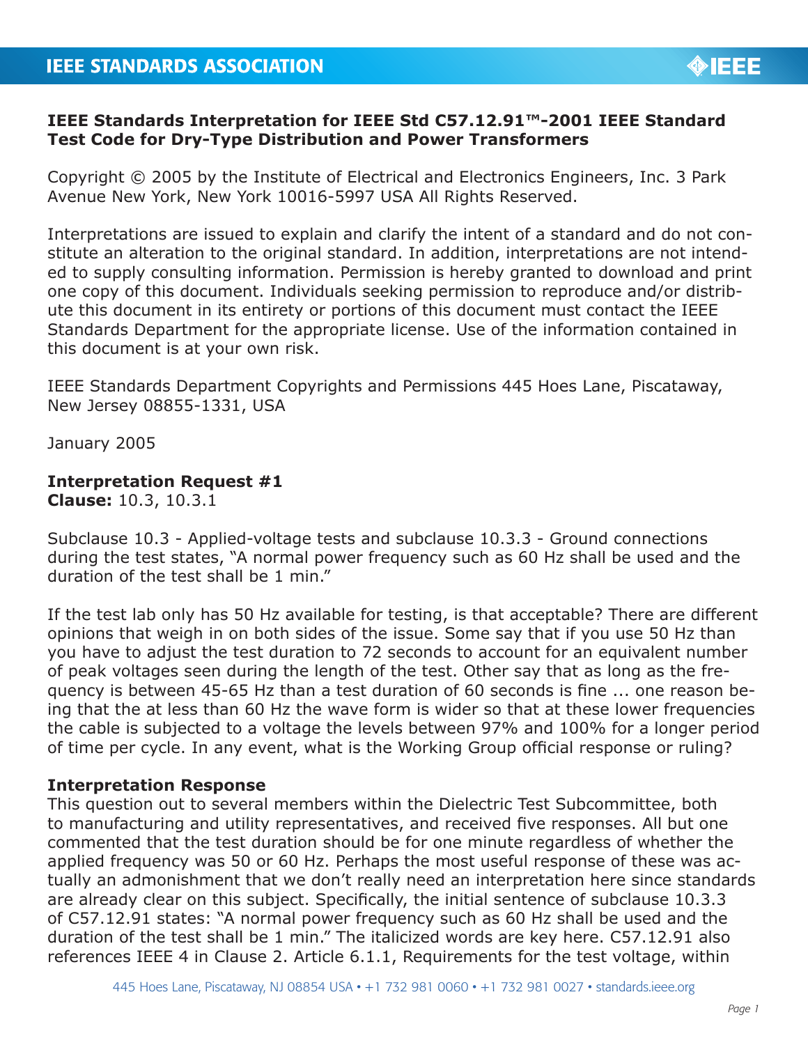IEEE STANDARDS ASSOCIATION

**IEEE Standards Interpretation for IEEE Std C57.12.91™-2001 IEEE Standard Test Code for Dry-Type Distribution and Power Transformers**

Copyright © 2005 by the Institute of Electrical and Electronics Engineers, Inc. 3 Park Avenue New York, New York 10016-5997 USA All Rights Reserved.

Interpretations are issued to explain and clarify the intent of a standard and do not constitute an alteration to the original standard. In addition, interpretations are not intended to supply consulting information. Permission is hereby granted to download and print one copy of this document. Individuals seeking permission to reproduce and/or distribute this document in its entirety or portions of this document must contact the IEEE Standards Department for the appropriate license. Use of the information contained in this document is at your own risk.

IEEE Standards Department Copyrights and Permissions 445 Hoes Lane, Piscataway, New Jersey 08855-1331, USA

January 2005

**Interpretation Request #1**
**Clause:** 10.3, 10.3.1

Subclause 10.3 - Applied-voltage tests and subclause 10.3.3 - Ground connections during the test states, "A normal power frequency such as 60 Hz shall be used and the duration of the test shall be 1 min."

If the test lab only has 50 Hz available for testing, is that acceptable? There are different opinions that weigh in on both sides of the issue. Some say that if you use 50 Hz than you have to adjust the test duration to 72 seconds to account for an equivalent number of peak voltages seen during the length of the test. Other say that as long as the frequency is between 45-65 Hz than a test duration of 60 seconds is fine ... one reason being that the at less than 60 Hz the wave form is wider so that at these lower frequencies the cable is subjected to a voltage the levels between 97% and 100% for a longer period of time per cycle. In any event, what is the Working Group official response or ruling?

**Interpretation Response**
This question out to several members within the Dielectric Test Subcommittee, both to manufacturing and utility representatives, and received five responses. All but one commented that the test duration should be for one minute regardless of whether the applied frequency was 50 or 60 Hz. Perhaps the most useful response of these was actually an admonishment that we don't really need an interpretation here since standards are already clear on this subject. Specifically, the initial sentence of subclause 10.3.3 of C57.12.91 states: "A normal power frequency such as 60 Hz shall be used and the duration of the test shall be 1 min." The italicized words are key here. C57.12.91 also references IEEE 4 in Clause 2. Article 6.1.1, Requirements for the test voltage, within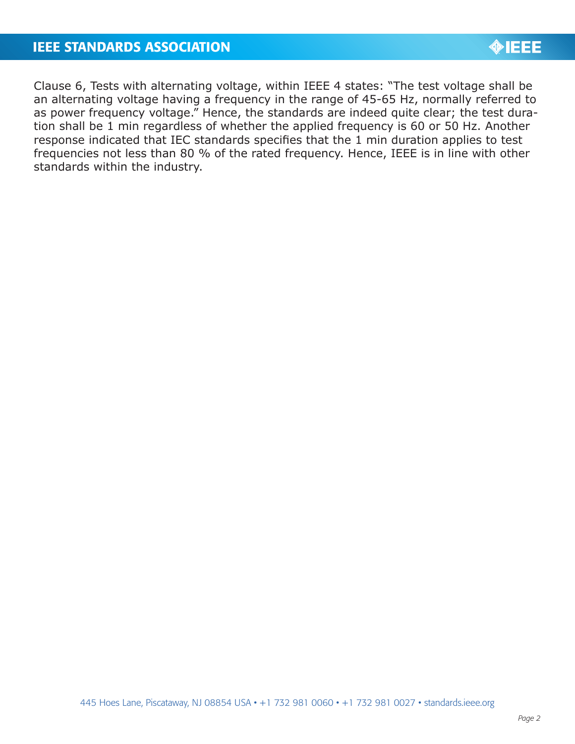Clause 6, Tests with alternating voltage, within IEEE 4 states: "The test voltage shall be an alternating voltage having a frequency in the range of 45-65 Hz, normally referred to as power frequency voltage." Hence, the standards are indeed quite clear; the test duration shall be 1 min regardless of whether the applied frequency is 60 or 50 Hz. Another response indicated that IEC standards specifies that the 1 min duration applies to test frequencies not less than 80 % of the rated frequency. Hence, IEEE is in line with other standards within the industry.